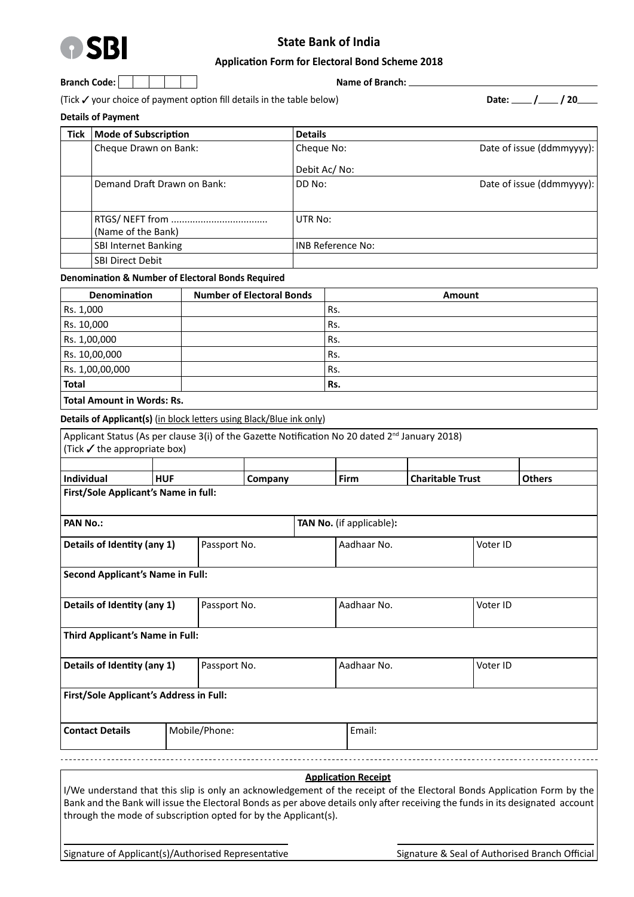# SBI

## State Bank of India

### Application Form for Electoral Bond Scheme 2018

**Branch Code:** | | | | | |  **Name of Branch:** ____________________

(Tick ✓ your choice of payment option fill details in the table below) **Date:** ____ /____ / 20____

**Details of Payment**

| Tick | Mode of Subscription | Details | |
|---|---|---|---|
| | Cheque Drawn on Bank: | Cheque No:<br>Debit Ac/ No: | Date of issue (ddmmyyyy): |
| | Demand Draft Drawn on Bank: | DD No: | Date of issue (ddmmyyyy): |
| | RTGS/ NEFT from ...................................<br>(Name of the Bank) | UTR No: | |
| | SBI Internet Banking | INB Reference No: | |
| | SBI Direct Debit | | |

**Denomination & Number of Electoral Bonds Required**

| Denomination | Number of Electoral Bonds | Amount |
|---|---|---|
| Rs. 1,000 | | Rs. |
| Rs. 10,000 | | Rs. |
| Rs. 1,00,000 | | Rs. |
| Rs. 10,00,000 | | Rs. |
| Rs. 1,00,00,000 | | Rs. |
| **Total** | | **Rs.** |
| **Total Amount in Words: Rs.** | | |

**Details of Applicant(s)** (in block letters using Black/Blue ink only)

Applicant Status (As per clause 3(i) of the Gazette Notification No 20 dated 2[nd] January 2018)
(Tick ✓ the appropriate box)

| | | | | | |
|---|---|---|---|---|---|
| **Individual** | **HUF** | **Company** | **Firm** | **Charitable Trust** | **Others** |

**First/Sole Applicant's Name in full:**

| **PAN No.:** | **TAN No.** (if applicable)**:** |
|---|---|

| **Details of Identity (any 1)** | Passport No. | Aadhaar No. | Voter ID |
|---|---|---|---|

**Second Applicant's Name in Full:**

| **Details of Identity (any 1)** | Passport No. | Aadhaar No. | Voter ID |
|---|---|---|---|

**Third Applicant's Name in Full:**

| **Details of Identity (any 1)** | Passport No. | Aadhaar No. | Voter ID |
|---|---|---|---|

**First/Sole Applicant's Address in Full:**

| **Contact Details** | Mobile/Phone: | Email: |
|---|---|---|

---

**Application Receipt**

I/We understand that this slip is only an acknowledgement of the receipt of the Electoral Bonds Application Form by the Bank and the Bank will issue the Electoral Bonds as per above details only after receiving the funds in its designated account through the mode of subscription opted for by the Applicant(s).

Signature of Applicant(s)/Authorised Representative

Signature & Seal of Authorised Branch Official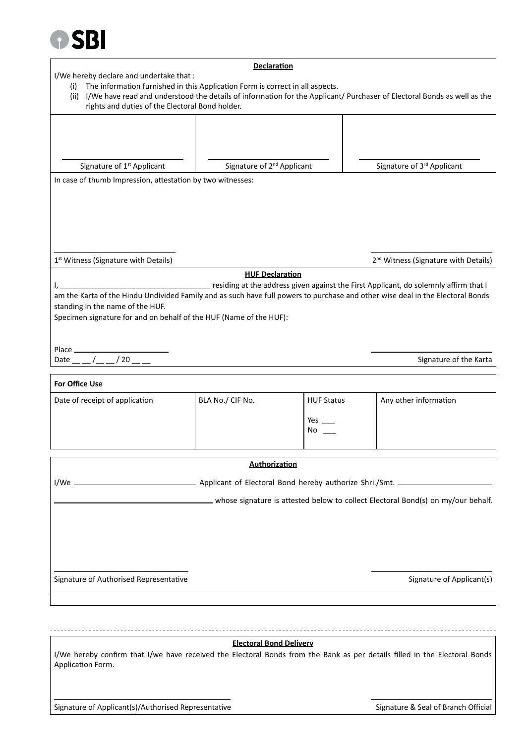SBI

## Declaration

I/We hereby declare and undertake that :

(i) The information furnished in this Application Form is correct in all aspects.

(ii) I/We have read and understood the details of information for the Applicant/ Purchaser of Electoral Bonds as well as the rights and duties of the Electoral Bond holder.

| | | |
|---|---|---|
| Signature of 1st Applicant | Signature of 2nd Applicant | Signature of 3rd Applicant |

In case of thumb Impression, attestation by two witnesses:

1st Witness (Signature with Details)

2nd Witness (Signature with Details)

## HUF Declaration

I, ____________________________________ residing at the address given against the First Applicant, do solemnly affirm that I am the Karta of the Hindu Undivided Family and as such have full powers to purchase and other wise deal in the Electoral Bonds standing in the name of the HUF.

Specimen signature for and on behalf of the HUF (Name of the HUF):

Place ______________________

Date __ __ /__ __ / 20 __ __

Signature of the Karta

## For Office Use

| Date of receipt of application | BLA No./ CIF No. | HUF Status | Any other information |
|---|---|---|---|
| | | Yes ___<br>No ___ | |

## Authorization

I/We ____________________________ Applicant of Electoral Bond hereby authorize Shri./Smt. ______________________

____________________________________ whose signature is attested below to collect Electoral Bond(s) on my/our behalf.

Signature of Authorised Representative

Signature of Applicant(s)

## Electoral Bond Delivery

I/We hereby confirm that I/we have received the Electoral Bonds from the Bank as per details filled in the Electoral Bonds Application Form.

Signature of Applicant(s)/Authorised Representative

Signature & Seal of Branch Official